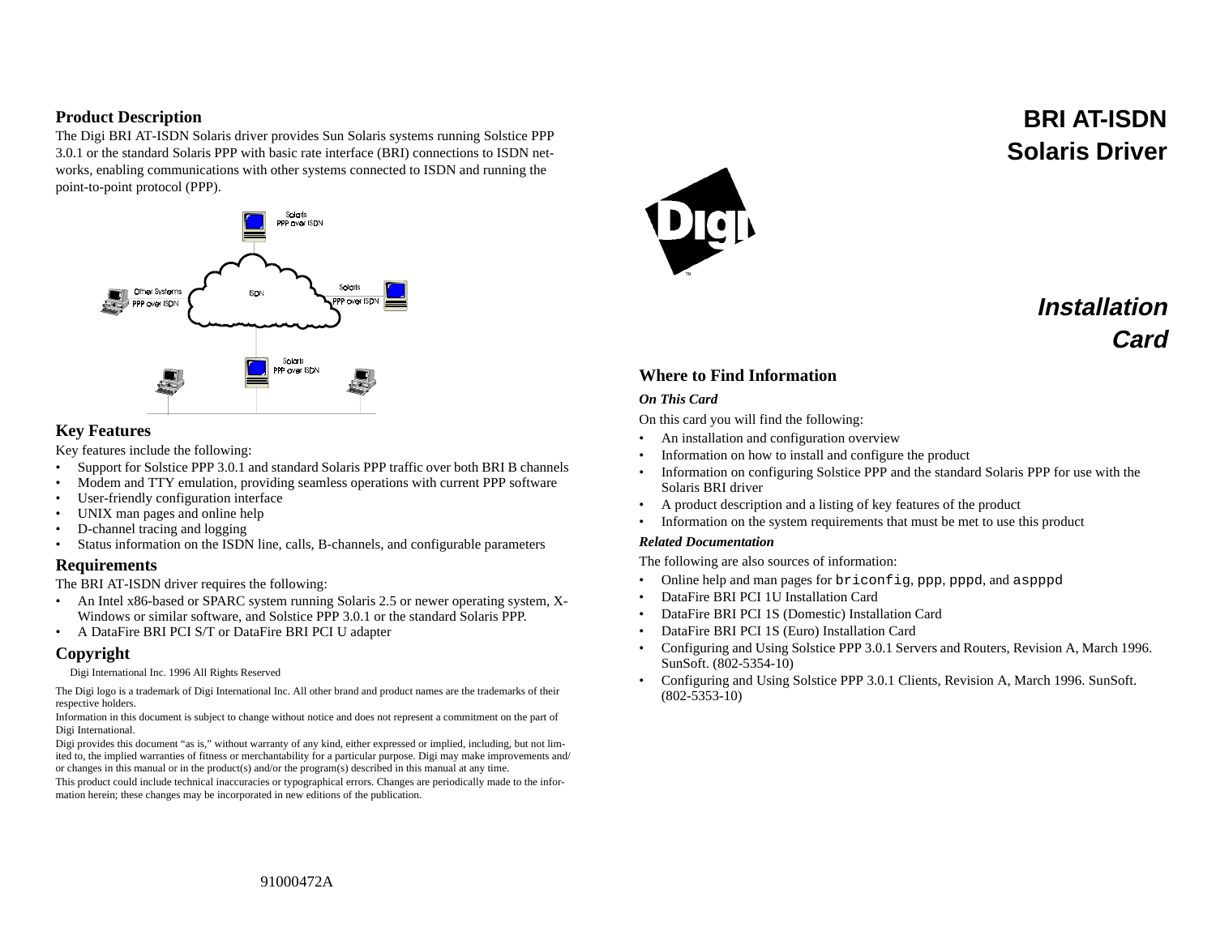# BRI AT-ISDN Solaris Driver

# *Installation Card*

## Where to Find Information

### *On This Card*

On this card you will find the following:

- An installation and configuration overview
- Information on how to install and configure the product
- Information on configuring Solstice PPP and the standard Solaris PPP for use with the Solaris BRI driver
- A product description and a listing of key features of the product
- Information on the system requirements that must be met to use this product

### *Related Documentation*

The following are also sources of information:

- Online help and man pages for `briconfig`, `ppp`, `pppd`, and `aspppd`
- DataFire BRI PCI 1U Installation Card
- DataFire BRI PCI 1S (Domestic) Installation Card
- DataFire BRI PCI 1S (Euro) Installation Card
- Configuring and Using Solstice PPP 3.0.1 Servers and Routers, Revision A, March 1996. SunSoft. (802-5354-10)
- Configuring and Using Solstice PPP 3.0.1 Clients, Revision A, March 1996. SunSoft. (802-5353-10)

## Product Description

The Digi BRI AT-ISDN Solaris driver provides Sun Solaris systems running Solstice PPP 3.0.1 or the standard Solaris PPP with basic rate interface (BRI) connections to ISDN networks, enabling communications with other systems connected to ISDN and running the point-to-point protocol (PPP).

## Key Features

Key features include the following:

- Support for Solstice PPP 3.0.1 and standard Solaris PPP traffic over both BRI B channels
- Modem and TTY emulation, providing seamless operations with current PPP software
- User-friendly configuration interface
- UNIX man pages and online help
- D-channel tracing and logging
- Status information on the ISDN line, calls, B-channels, and configurable parameters

## Requirements

The BRI AT-ISDN driver requires the following:

- An Intel x86-based or SPARC system running Solaris 2.5 or newer operating system, X-Windows or similar software, and Solstice PPP 3.0.1 or the standard Solaris PPP.
- A DataFire BRI PCI S/T or DataFire BRI PCI U adapter

## Copyright

Digi International Inc. 1996 All Rights Reserved

The Digi logo is a trademark of Digi International Inc. All other brand and product names are the trademarks of their respective holders.

Information in this document is subject to change without notice and does not represent a commitment on the part of Digi International.

Digi provides this document "as is," without warranty of any kind, either expressed or implied, including, but not limited to, the implied warranties of fitness or merchantability for a particular purpose. Digi may make improvements and/or changes in this manual or in the product(s) and/or the program(s) described in this manual at any time.

This product could include technical inaccuracies or typographical errors. Changes are periodically made to the information herein; these changes may be incorporated in new editions of the publication.

91000472A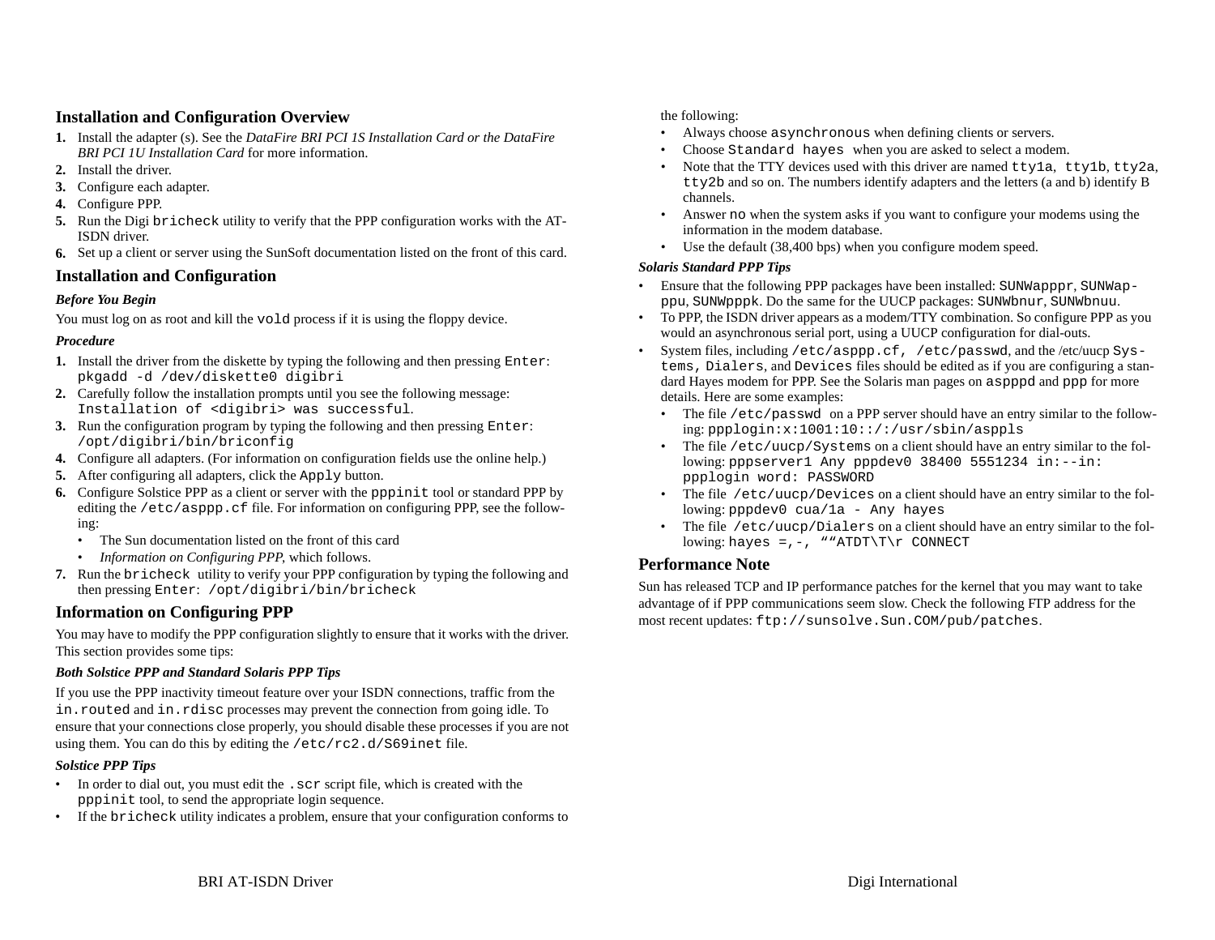## Installation and Configuration Overview

1. Install the adapter (s). See the *DataFire BRI PCI 1S Installation Card or the DataFire BRI PCI 1U Installation Card* for more information.
2. Install the driver.
3. Configure each adapter.
4. Configure PPP.
5. Run the Digi `bricheck` utility to verify that the PPP configuration works with the AT-ISDN driver.
6. Set up a client or server using the SunSoft documentation listed on the front of this card.

## Installation and Configuration

### *Before You Begin*

You must log on as root and kill the `vold` process if it is using the floppy device.

### *Procedure*

1. Install the driver from the diskette by typing the following and then pressing `Enter`: `pkgadd -d /dev/diskette0 digibri`
2. Carefully follow the installation prompts until you see the following message: `Installation of <digibri> was successful`.
3. Run the configuration program by typing the following and then pressing `Enter`: `/opt/digibri/bin/briconfig`
4. Configure all adapters. (For information on configuration fields use the online help.)
5. After configuring all adapters, click the `Apply` button.
6. Configure Solstice PPP as a client or server with the `pppinit` tool or standard PPP by editing the `/etc/asppp.cf` file. For information on configuring PPP, see the following:
   - The Sun documentation listed on the front of this card
   - *Information on Configuring PPP*, which follows.
7. Run the `bricheck` utility to verify your PPP configuration by typing the following and then pressing `Enter`: `/opt/digibri/bin/bricheck`

## Information on Configuring PPP

You may have to modify the PPP configuration slightly to ensure that it works with the driver. This section provides some tips:

### *Both Solstice PPP and Standard Solaris PPP Tips*

If you use the PPP inactivity timeout feature over your ISDN connections, traffic from the `in.routed` and `in.rdisc` processes may prevent the connection from going idle. To ensure that your connections close properly, you should disable these processes if you are not using them. You can do this by editing the `/etc/rc2.d/S69inet` file.

### *Solstice PPP Tips*

- In order to dial out, you must edit the `.scr` script file, which is created with the `pppinit` tool, to send the appropriate login sequence.
- If the `bricheck` utility indicates a problem, ensure that your configuration conforms to the following:
  - Always choose `asynchronous` when defining clients or servers.
  - Choose `Standard hayes` when you are asked to select a modem.
  - Note that the TTY devices used with this driver are named `tty1a`, `tty1b`, `tty2a`, `tty2b` and so on. The numbers identify adapters and the letters (a and b) identify B channels.
  - Answer `no` when the system asks if you want to configure your modems using the information in the modem database.
  - Use the default (38,400 bps) when you configure modem speed.

### *Solaris Standard PPP Tips*

- Ensure that the following PPP packages have been installed: `SUNWapppr`, `SUNWapppu`, `SUNWpppk`. Do the same for the UUCP packages: `SUNWbnur`, `SUNWbnuu`.
- To PPP, the ISDN driver appears as a modem/TTY combination. So configure PPP as you would an asynchronous serial port, using a UUCP configuration for dial-outs.
- System files, including `/etc/asppp.cf`, `/etc/passwd`, and the /etc/uucp `Systems`, `Dialers`, and `Devices` files should be edited as if you are configuring a standard Hayes modem for PPP. See the Solaris man pages on `aspppd` and `ppp` for more details. Here are some examples:
  - The file `/etc/passwd` on a PPP server should have an entry similar to the following: `ppplogin:x:1001:10::/:/usr/sbin/asppls`
  - The file `/etc/uucp/Systems` on a client should have an entry similar to the following: `pppserver1 Any pppdev0 38400 5551234 in:--in: ppplogin word: PASSWORD`
  - The file `/etc/uucp/Devices` on a client should have an entry similar to the following: `pppdev0 cua/1a - Any hayes`
  - The file `/etc/uucp/Dialers` on a client should have an entry similar to the following: `hayes =,-, ""ATDT\T\r CONNECT`

## Performance Note

Sun has released TCP and IP performance patches for the kernel that you may want to take advantage of if PPP communications seem slow. Check the following FTP address for the most recent updates: `ftp://sunsolve.Sun.COM/pub/patches`.